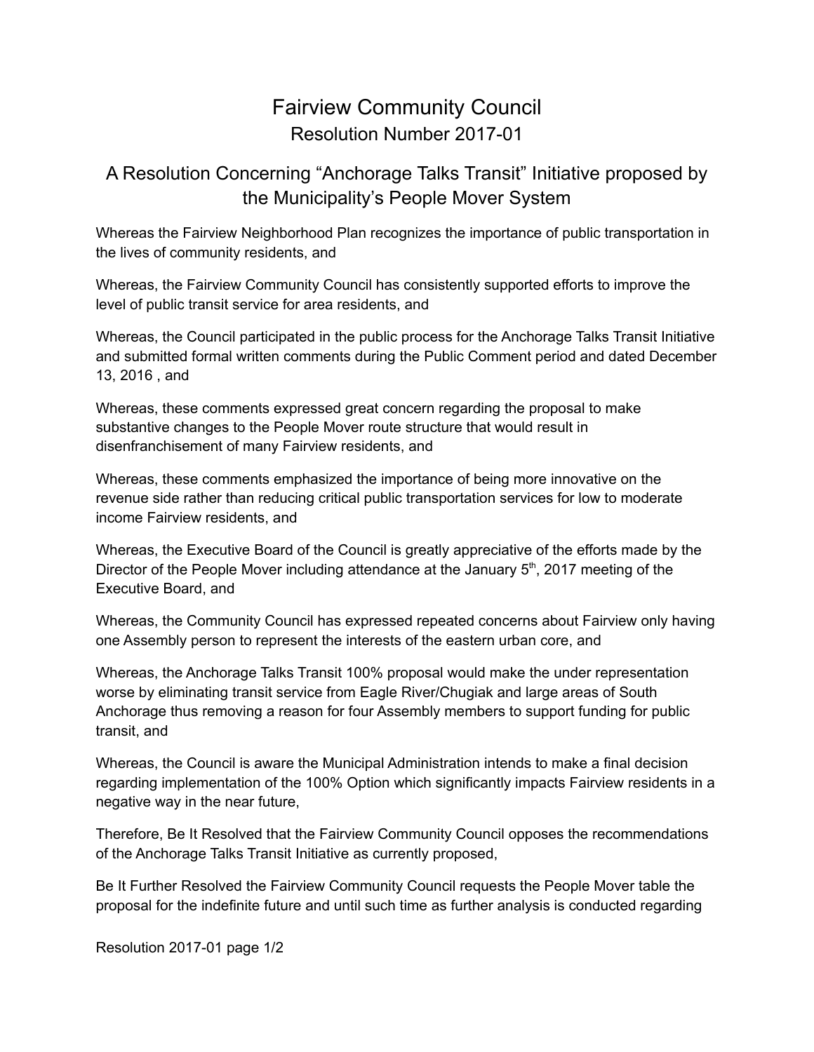# Fairview Community Council

## Resolution Number 2017-01

## A Resolution Concerning "Anchorage Talks Transit" Initiative proposed by the Municipality's People Mover System

Whereas the Fairview Neighborhood Plan recognizes the importance of public transportation in the lives of community residents, and

Whereas, the Fairview Community Council has consistently supported efforts to improve the level of public transit service for area residents, and

Whereas, the Council participated in the public process for the Anchorage Talks Transit Initiative and submitted formal written comments during the Public Comment period and dated December 13, 2016 , and

Whereas, these comments expressed great concern regarding the proposal to make substantive changes to the People Mover route structure that would result in disenfranchisement of many Fairview residents, and

Whereas, these comments emphasized the importance of being more innovative on the revenue side rather than reducing critical public transportation services for low to moderate income Fairview residents, and

Whereas, the Executive Board of the Council is greatly appreciative of the efforts made by the Director of the People Mover including attendance at the January 5th, 2017 meeting of the Executive Board, and

Whereas, the Community Council has expressed repeated concerns about Fairview only having one Assembly person to represent the interests of the eastern urban core, and

Whereas, the Anchorage Talks Transit 100% proposal would make the under representation worse by eliminating transit service from Eagle River/Chugiak and large areas of South Anchorage thus removing a reason for four Assembly members to support funding for public transit, and

Whereas, the Council is aware the Municipal Administration intends to make a final decision regarding implementation of the 100% Option which significantly impacts Fairview residents in a negative way in the near future,

Therefore, Be It Resolved that the Fairview Community Council opposes the recommendations of the Anchorage Talks Transit Initiative as currently proposed,

Be It Further Resolved the Fairview Community Council requests the People Mover table the proposal for the indefinite future and until such time as further analysis is conducted regarding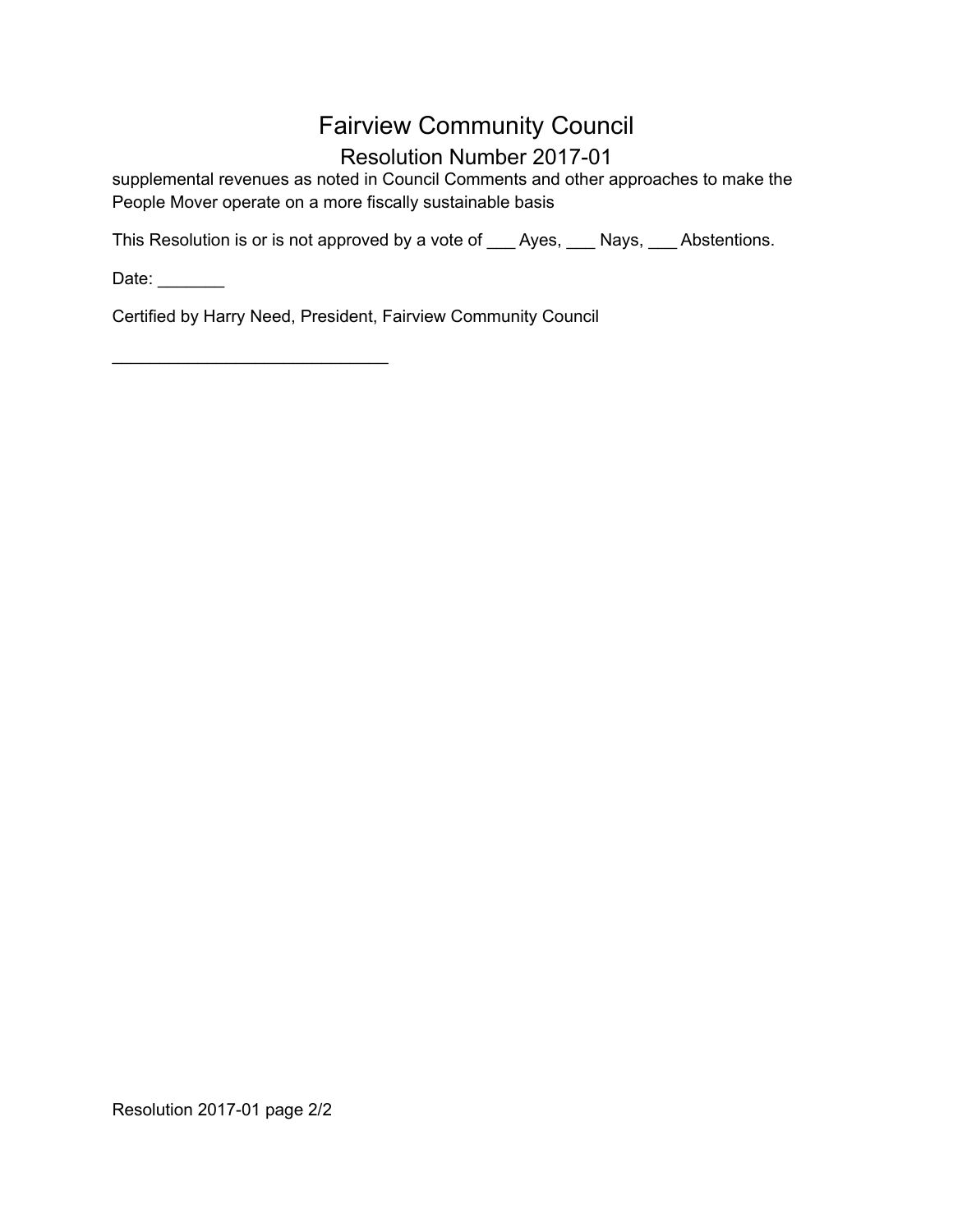# Fairview Community Council

## Resolution Number 2017-01

supplemental revenues as noted in Council Comments and other approaches to make the People Mover operate on a more fiscally sustainable basis

This Resolution is or is not approved by a vote of ___ Ayes, ___ Nays, ___ Abstentions.

Date: _______

Certified by Harry Need, President, Fairview Community Council

_____________________________